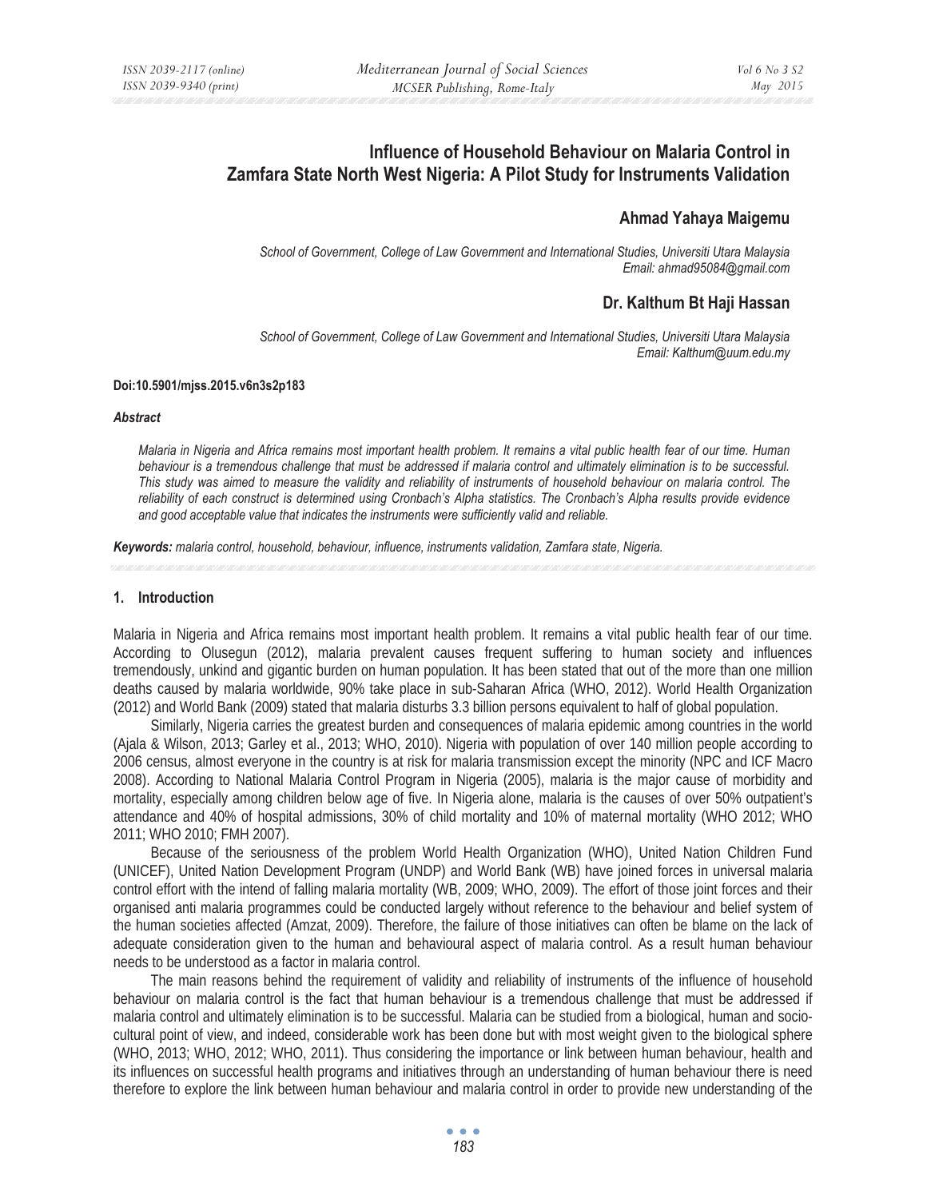# Influence of Household Behaviour on Malaria Control in Zamfara State North West Nigeria: A Pilot Study for Instruments Validation

## Ahmad Yahaya Maigemu

*School of Government, College of Law Government and International Studies, Universiti Utara Malaysia*
*Email: ahmad95084@gmail.com*

## Dr. Kalthum Bt Haji Hassan

*School of Government, College of Law Government and International Studies, Universiti Utara Malaysia*
*Email: Kalthum@uum.edu.my*

**Doi:10.5901/mjss.2015.v6n3s2p183**

***Abstract***

*Malaria in Nigeria and Africa remains most important health problem. It remains a vital public health fear of our time. Human behaviour is a tremendous challenge that must be addressed if malaria control and ultimately elimination is to be successful. This study was aimed to measure the validity and reliability of instruments of household behaviour on malaria control. The reliability of each construct is determined using Cronbach's Alpha statistics. The Cronbach's Alpha results provide evidence and good acceptable value that indicates the instruments were sufficiently valid and reliable.*

***Keywords:*** *malaria control, household, behaviour, influence, instruments validation, Zamfara state, Nigeria.*

## 1. Introduction

Malaria in Nigeria and Africa remains most important health problem. It remains a vital public health fear of our time. According to Olusegun (2012), malaria prevalent causes frequent suffering to human society and influences tremendously, unkind and gigantic burden on human population. It has been stated that out of the more than one million deaths caused by malaria worldwide, 90% take place in sub-Saharan Africa (WHO, 2012). World Health Organization (2012) and World Bank (2009) stated that malaria disturbs 3.3 billion persons equivalent to half of global population.

Similarly, Nigeria carries the greatest burden and consequences of malaria epidemic among countries in the world (Ajala & Wilson, 2013; Garley et al., 2013; WHO, 2010). Nigeria with population of over 140 million people according to 2006 census, almost everyone in the country is at risk for malaria transmission except the minority (NPC and ICF Macro 2008). According to National Malaria Control Program in Nigeria (2005), malaria is the major cause of morbidity and mortality, especially among children below age of five. In Nigeria alone, malaria is the causes of over 50% outpatient's attendance and 40% of hospital admissions, 30% of child mortality and 10% of maternal mortality (WHO 2012; WHO 2011; WHO 2010; FMH 2007).

Because of the seriousness of the problem World Health Organization (WHO), United Nation Children Fund (UNICEF), United Nation Development Program (UNDP) and World Bank (WB) have joined forces in universal malaria control effort with the intend of falling malaria mortality (WB, 2009; WHO, 2009). The effort of those joint forces and their organised anti malaria programmes could be conducted largely without reference to the behaviour and belief system of the human societies affected (Amzat, 2009). Therefore, the failure of those initiatives can often be blame on the lack of adequate consideration given to the human and behavioural aspect of malaria control. As a result human behaviour needs to be understood as a factor in malaria control.

The main reasons behind the requirement of validity and reliability of instruments of the influence of household behaviour on malaria control is the fact that human behaviour is a tremendous challenge that must be addressed if malaria control and ultimately elimination is to be successful. Malaria can be studied from a biological, human and socio-cultural point of view, and indeed, considerable work has been done but with most weight given to the biological sphere (WHO, 2013; WHO, 2012; WHO, 2011). Thus considering the importance or link between human behaviour, health and its influences on successful health programs and initiatives through an understanding of human behaviour there is need therefore to explore the link between human behaviour and malaria control in order to provide new understanding of the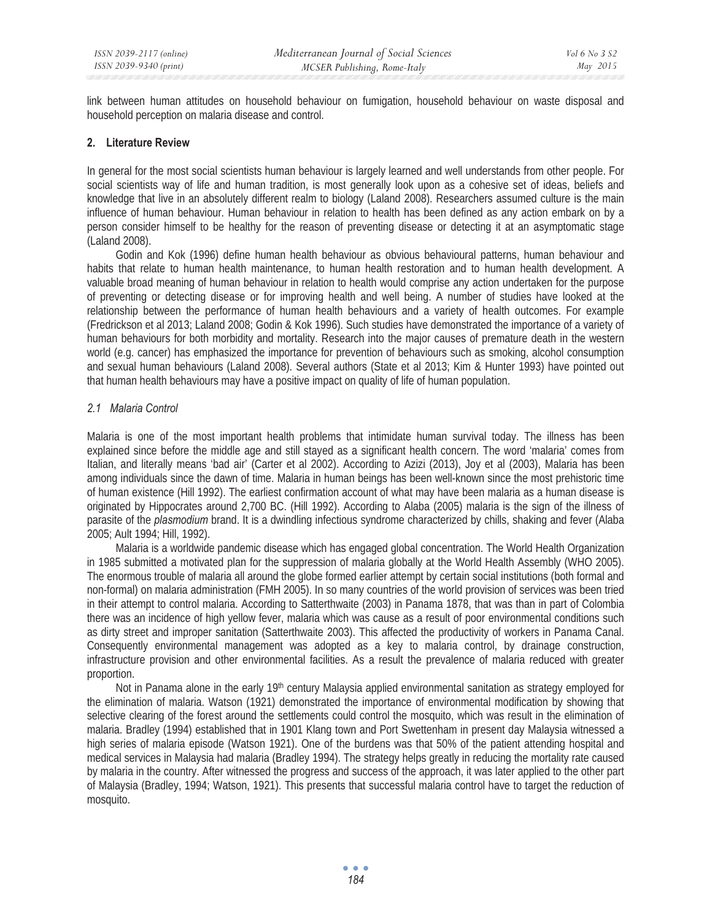link between human attitudes on household behaviour on fumigation, household behaviour on waste disposal and household perception on malaria disease and control.

## 2. Literature Review

In general for the most social scientists human behaviour is largely learned and well understands from other people. For social scientists way of life and human tradition, is most generally look upon as a cohesive set of ideas, beliefs and knowledge that live in an absolutely different realm to biology (Laland 2008). Researchers assumed culture is the main influence of human behaviour. Human behaviour in relation to health has been defined as any action embark on by a person consider himself to be healthy for the reason of preventing disease or detecting it at an asymptomatic stage (Laland 2008).

Godin and Kok (1996) define human health behaviour as obvious behavioural patterns, human behaviour and habits that relate to human health maintenance, to human health restoration and to human health development. A valuable broad meaning of human behaviour in relation to health would comprise any action undertaken for the purpose of preventing or detecting disease or for improving health and well being. A number of studies have looked at the relationship between the performance of human health behaviours and a variety of health outcomes. For example (Fredrickson et al 2013; Laland 2008; Godin & Kok 1996). Such studies have demonstrated the importance of a variety of human behaviours for both morbidity and mortality. Research into the major causes of premature death in the western world (e.g. cancer) has emphasized the importance for prevention of behaviours such as smoking, alcohol consumption and sexual human behaviours (Laland 2008). Several authors (State et al 2013; Kim & Hunter 1993) have pointed out that human health behaviours may have a positive impact on quality of life of human population.

### *2.1 Malaria Control*

Malaria is one of the most important health problems that intimidate human survival today. The illness has been explained since before the middle age and still stayed as a significant health concern. The word 'malaria' comes from Italian, and literally means 'bad air' (Carter et al 2002). According to Azizi (2013), Joy et al (2003), Malaria has been among individuals since the dawn of time. Malaria in human beings has been well-known since the most prehistoric time of human existence (Hill 1992). The earliest confirmation account of what may have been malaria as a human disease is originated by Hippocrates around 2,700 BC. (Hill 1992). According to Alaba (2005) malaria is the sign of the illness of parasite of the *plasmodium* brand. It is a dwindling infectious syndrome characterized by chills, shaking and fever (Alaba 2005; Ault 1994; Hill, 1992).

Malaria is a worldwide pandemic disease which has engaged global concentration. The World Health Organization in 1985 submitted a motivated plan for the suppression of malaria globally at the World Health Assembly (WHO 2005). The enormous trouble of malaria all around the globe formed earlier attempt by certain social institutions (both formal and non-formal) on malaria administration (FMH 2005). In so many countries of the world provision of services was been tried in their attempt to control malaria. According to Satterthwaite (2003) in Panama 1878, that was than in part of Colombia there was an incidence of high yellow fever, malaria which was cause as a result of poor environmental conditions such as dirty street and improper sanitation (Satterthwaite 2003). This affected the productivity of workers in Panama Canal. Consequently environmental management was adopted as a key to malaria control, by drainage construction, infrastructure provision and other environmental facilities. As a result the prevalence of malaria reduced with greater proportion.

Not in Panama alone in the early 19th century Malaysia applied environmental sanitation as strategy employed for the elimination of malaria. Watson (1921) demonstrated the importance of environmental modification by showing that selective clearing of the forest around the settlements could control the mosquito, which was result in the elimination of malaria. Bradley (1994) established that in 1901 Klang town and Port Swettenham in present day Malaysia witnessed a high series of malaria episode (Watson 1921). One of the burdens was that 50% of the patient attending hospital and medical services in Malaysia had malaria (Bradley 1994). The strategy helps greatly in reducing the mortality rate caused by malaria in the country. After witnessed the progress and success of the approach, it was later applied to the other part of Malaysia (Bradley, 1994; Watson, 1921). This presents that successful malaria control have to target the reduction of mosquito.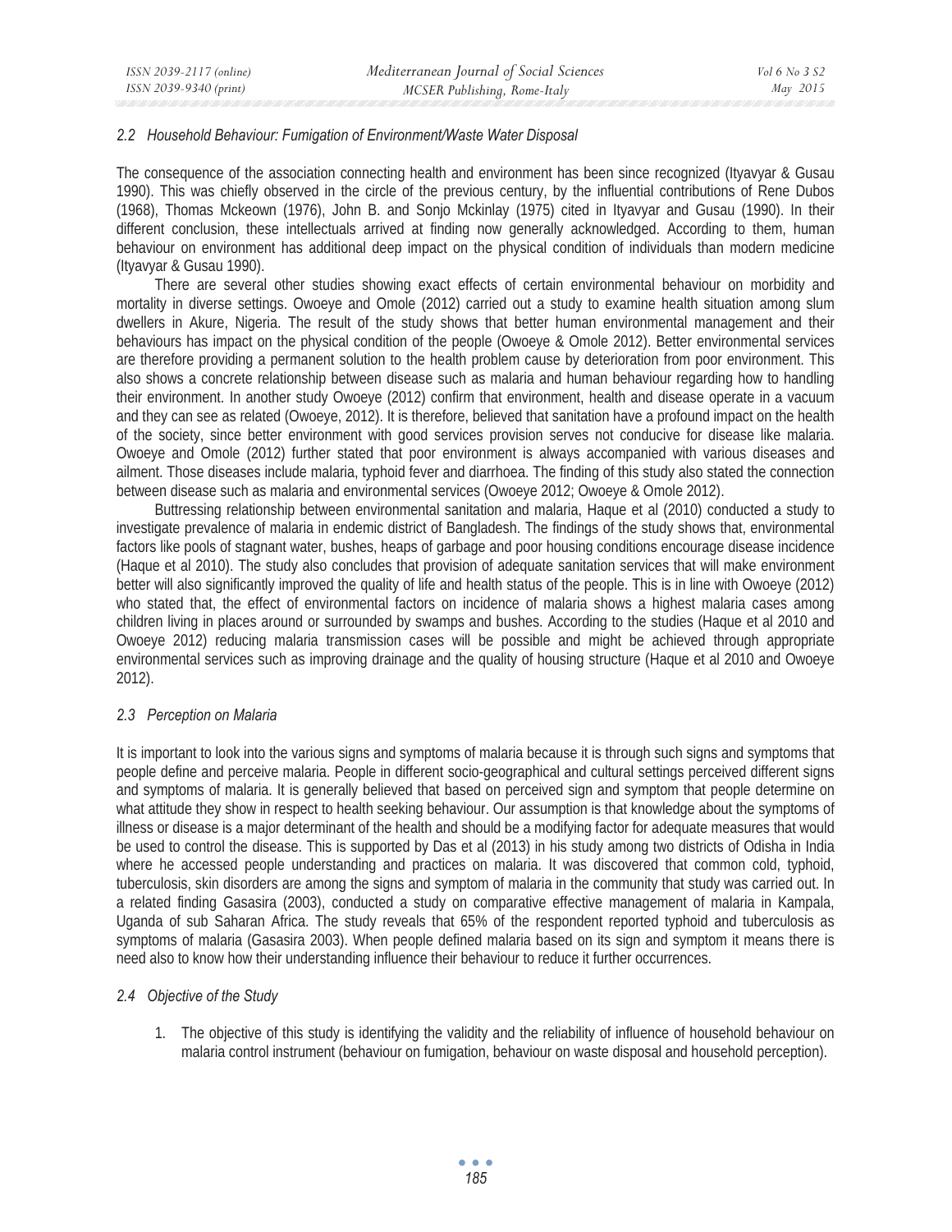### 2.2 Household Behaviour: Fumigation of Environment/Waste Water Disposal

The consequence of the association connecting health and environment has been since recognized (Ityavyar & Gusau 1990). This was chiefly observed in the circle of the previous century, by the influential contributions of Rene Dubos (1968), Thomas Mckeown (1976), John B. and Sonjo Mckinlay (1975) cited in Ityavyar and Gusau (1990). In their different conclusion, these intellectuals arrived at finding now generally acknowledged. According to them, human behaviour on environment has additional deep impact on the physical condition of individuals than modern medicine (Ityavyar & Gusau 1990).

There are several other studies showing exact effects of certain environmental behaviour on morbidity and mortality in diverse settings. Owoeye and Omole (2012) carried out a study to examine health situation among slum dwellers in Akure, Nigeria. The result of the study shows that better human environmental management and their behaviours has impact on the physical condition of the people (Owoeye & Omole 2012). Better environmental services are therefore providing a permanent solution to the health problem cause by deterioration from poor environment. This also shows a concrete relationship between disease such as malaria and human behaviour regarding how to handling their environment. In another study Owoeye (2012) confirm that environment, health and disease operate in a vacuum and they can see as related (Owoeye, 2012). It is therefore, believed that sanitation have a profound impact on the health of the society, since better environment with good services provision serves not conducive for disease like malaria. Owoeye and Omole (2012) further stated that poor environment is always accompanied with various diseases and ailment. Those diseases include malaria, typhoid fever and diarrhoea. The finding of this study also stated the connection between disease such as malaria and environmental services (Owoeye 2012; Owoeye & Omole 2012).

Buttressing relationship between environmental sanitation and malaria, Haque et al (2010) conducted a study to investigate prevalence of malaria in endemic district of Bangladesh. The findings of the study shows that, environmental factors like pools of stagnant water, bushes, heaps of garbage and poor housing conditions encourage disease incidence (Haque et al 2010). The study also concludes that provision of adequate sanitation services that will make environment better will also significantly improved the quality of life and health status of the people. This is in line with Owoeye (2012) who stated that, the effect of environmental factors on incidence of malaria shows a highest malaria cases among children living in places around or surrounded by swamps and bushes. According to the studies (Haque et al 2010 and Owoeye 2012) reducing malaria transmission cases will be possible and might be achieved through appropriate environmental services such as improving drainage and the quality of housing structure (Haque et al 2010 and Owoeye 2012).

### 2.3 Perception on Malaria

It is important to look into the various signs and symptoms of malaria because it is through such signs and symptoms that people define and perceive malaria. People in different socio-geographical and cultural settings perceived different signs and symptoms of malaria. It is generally believed that based on perceived sign and symptom that people determine on what attitude they show in respect to health seeking behaviour. Our assumption is that knowledge about the symptoms of illness or disease is a major determinant of the health and should be a modifying factor for adequate measures that would be used to control the disease. This is supported by Das et al (2013) in his study among two districts of Odisha in India where he accessed people understanding and practices on malaria. It was discovered that common cold, typhoid, tuberculosis, skin disorders are among the signs and symptom of malaria in the community that study was carried out. In a related finding Gasasira (2003), conducted a study on comparative effective management of malaria in Kampala, Uganda of sub Saharan Africa. The study reveals that 65% of the respondent reported typhoid and tuberculosis as symptoms of malaria (Gasasira 2003). When people defined malaria based on its sign and symptom it means there is need also to know how their understanding influence their behaviour to reduce it further occurrences.

### 2.4 Objective of the Study

1. The objective of this study is identifying the validity and the reliability of influence of household behaviour on malaria control instrument (behaviour on fumigation, behaviour on waste disposal and household perception).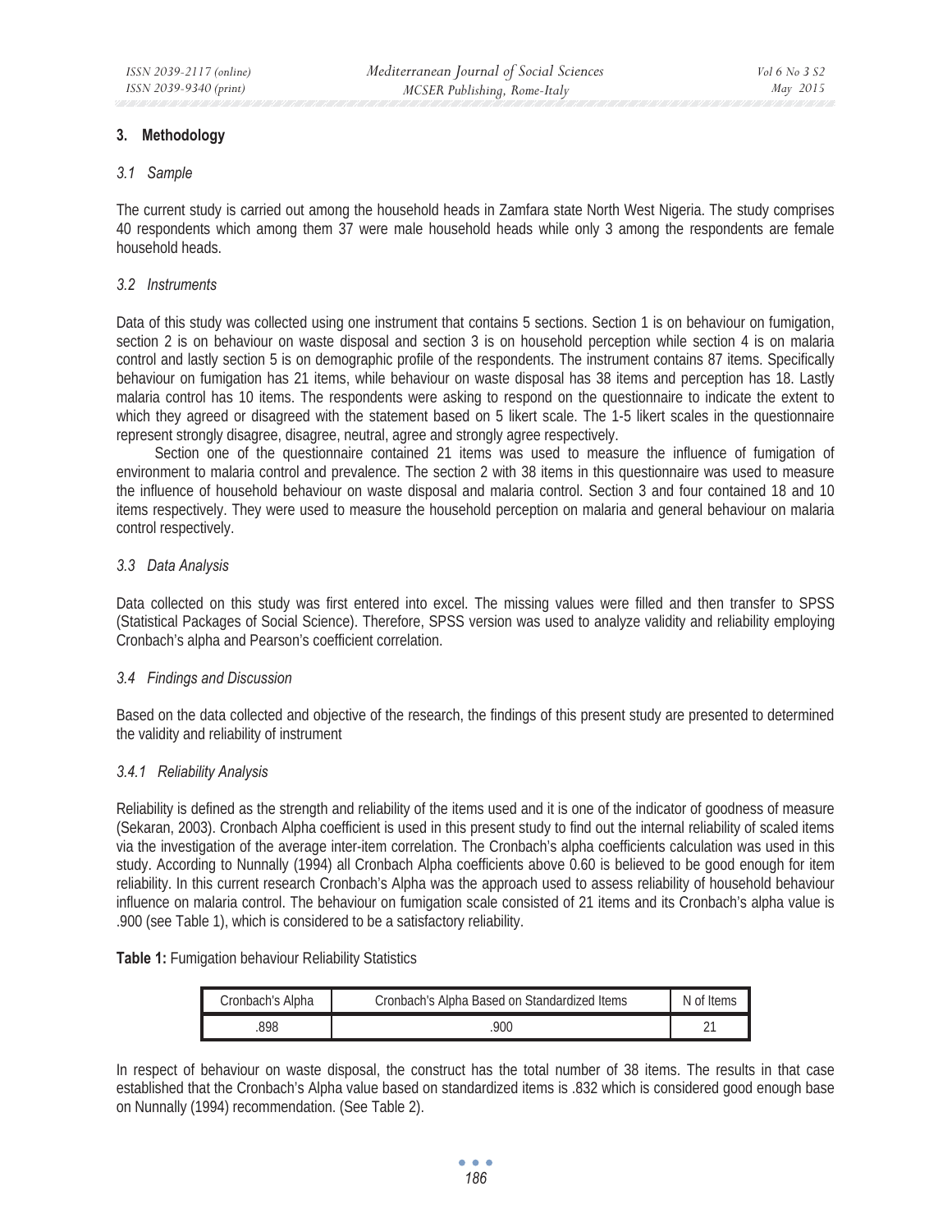## 3. Methodology

### *3.1 Sample*

The current study is carried out among the household heads in Zamfara state North West Nigeria. The study comprises 40 respondents which among them 37 were male household heads while only 3 among the respondents are female household heads.

### *3.2 Instruments*

Data of this study was collected using one instrument that contains 5 sections. Section 1 is on behaviour on fumigation, section 2 is on behaviour on waste disposal and section 3 is on household perception while section 4 is on malaria control and lastly section 5 is on demographic profile of the respondents. The instrument contains 87 items. Specifically behaviour on fumigation has 21 items, while behaviour on waste disposal has 38 items and perception has 18. Lastly malaria control has 10 items. The respondents were asking to respond on the questionnaire to indicate the extent to which they agreed or disagreed with the statement based on 5 likert scale. The 1-5 likert scales in the questionnaire represent strongly disagree, disagree, neutral, agree and strongly agree respectively.

Section one of the questionnaire contained 21 items was used to measure the influence of fumigation of environment to malaria control and prevalence. The section 2 with 38 items in this questionnaire was used to measure the influence of household behaviour on waste disposal and malaria control. Section 3 and four contained 18 and 10 items respectively. They were used to measure the household perception on malaria and general behaviour on malaria control respectively.

### *3.3 Data Analysis*

Data collected on this study was first entered into excel. The missing values were filled and then transfer to SPSS (Statistical Packages of Social Science). Therefore, SPSS version was used to analyze validity and reliability employing Cronbach's alpha and Pearson's coefficient correlation.

### *3.4 Findings and Discussion*

Based on the data collected and objective of the research, the findings of this present study are presented to determined the validity and reliability of instrument

#### *3.4.1 Reliability Analysis*

Reliability is defined as the strength and reliability of the items used and it is one of the indicator of goodness of measure (Sekaran, 2003). Cronbach Alpha coefficient is used in this present study to find out the internal reliability of scaled items via the investigation of the average inter-item correlation. The Cronbach's alpha coefficients calculation was used in this study. According to Nunnally (1994) all Cronbach Alpha coefficients above 0.60 is believed to be good enough for item reliability. In this current research Cronbach's Alpha was the approach used to assess reliability of household behaviour influence on malaria control. The behaviour on fumigation scale consisted of 21 items and its Cronbach's alpha value is .900 (see Table 1), which is considered to be a satisfactory reliability.

**Table 1:** Fumigation behaviour Reliability Statistics

| Cronbach's Alpha | Cronbach's Alpha Based on Standardized Items | N of Items |
|---|---|---|
| .898 | .900 | 21 |

In respect of behaviour on waste disposal, the construct has the total number of 38 items. The results in that case established that the Cronbach's Alpha value based on standardized items is .832 which is considered good enough base on Nunnally (1994) recommendation. (See Table 2).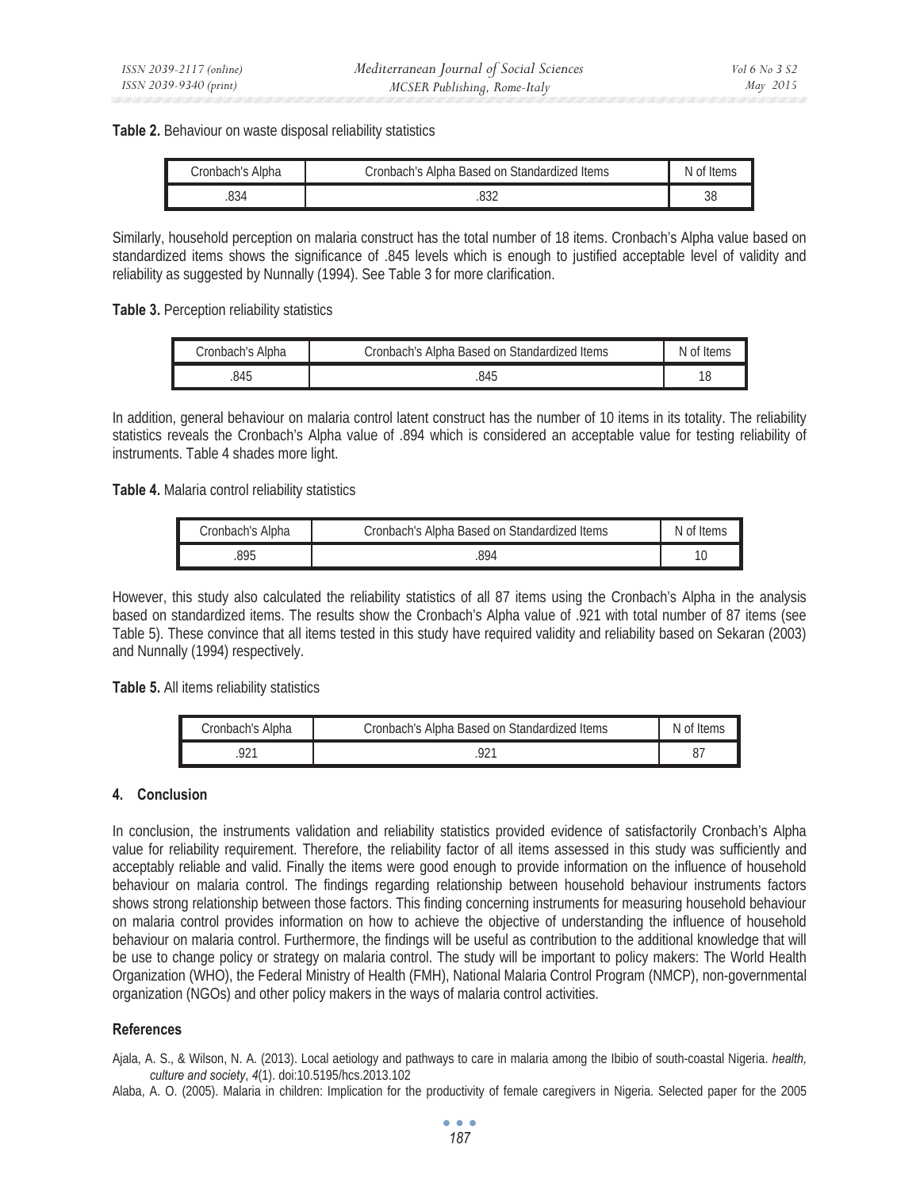**Table 2.** Behaviour on waste disposal reliability statistics

| Cronbach's Alpha | Cronbach's Alpha Based on Standardized Items | N of Items |
|---|---|---|
| .834 | .832 | 38 |

Similarly, household perception on malaria construct has the total number of 18 items. Cronbach's Alpha value based on standardized items shows the significance of .845 levels which is enough to justified acceptable level of validity and reliability as suggested by Nunnally (1994). See Table 3 for more clarification.

**Table 3.** Perception reliability statistics

| Cronbach's Alpha | Cronbach's Alpha Based on Standardized Items | N of Items |
|---|---|---|
| .845 | .845 | 18 |

In addition, general behaviour on malaria control latent construct has the number of 10 items in its totality. The reliability statistics reveals the Cronbach's Alpha value of .894 which is considered an acceptable value for testing reliability of instruments. Table 4 shades more light.

**Table 4.** Malaria control reliability statistics

| Cronbach's Alpha | Cronbach's Alpha Based on Standardized Items | N of Items |
|---|---|---|
| .895 | .894 | 10 |

However, this study also calculated the reliability statistics of all 87 items using the Cronbach's Alpha in the analysis based on standardized items. The results show the Cronbach's Alpha value of .921 with total number of 87 items (see Table 5). These convince that all items tested in this study have required validity and reliability based on Sekaran (2003) and Nunnally (1994) respectively.

**Table 5.** All items reliability statistics

| Cronbach's Alpha | Cronbach's Alpha Based on Standardized Items | N of Items |
|---|---|---|
| .921 | .921 | 87 |

## 4. Conclusion

In conclusion, the instruments validation and reliability statistics provided evidence of satisfactorily Cronbach's Alpha value for reliability requirement. Therefore, the reliability factor of all items assessed in this study was sufficiently and acceptably reliable and valid. Finally the items were good enough to provide information on the influence of household behaviour on malaria control. The findings regarding relationship between household behaviour instruments factors shows strong relationship between those factors. This finding concerning instruments for measuring household behaviour on malaria control provides information on how to achieve the objective of understanding the influence of household behaviour on malaria control. Furthermore, the findings will be useful as contribution to the additional knowledge that will be use to change policy or strategy on malaria control. The study will be important to policy makers: The World Health Organization (WHO), the Federal Ministry of Health (FMH), National Malaria Control Program (NMCP), non-governmental organization (NGOs) and other policy makers in the ways of malaria control activities.

## References

Ajala, A. S., & Wilson, N. A. (2013). Local aetiology and pathways to care in malaria among the Ibibio of south-coastal Nigeria. *health, culture and society*, *4*(1). doi:10.5195/hcs.2013.102

Alaba, A. O. (2005). Malaria in children: Implication for the productivity of female caregivers in Nigeria. Selected paper for the 2005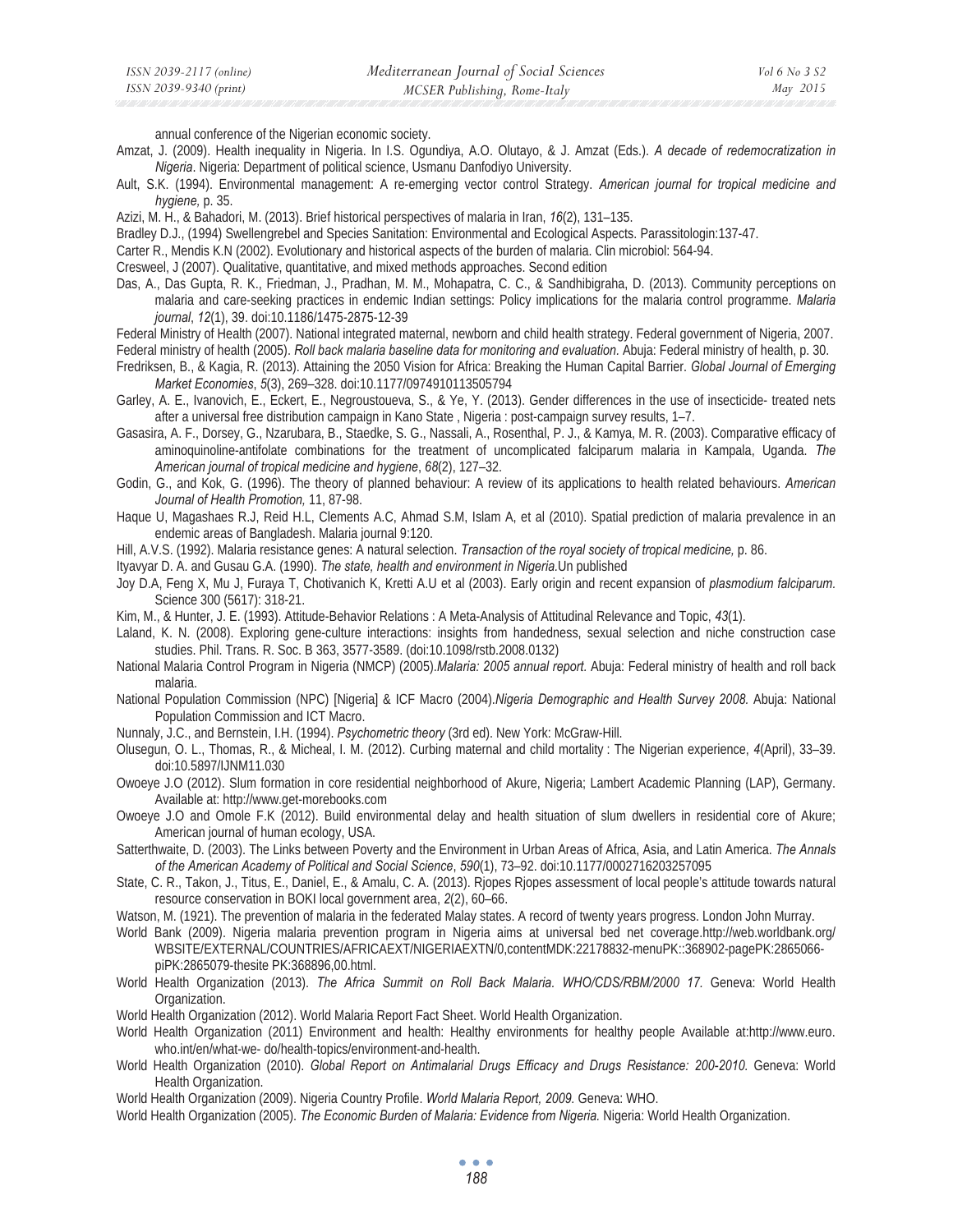annual conference of the Nigerian economic society.

Amzat, J. (2009). Health inequality in Nigeria. In I.S. Ogundiya, A.O. Olutayo, & J. Amzat (Eds.). *A decade of redemocratization in Nigeria*. Nigeria: Department of political science, Usmanu Danfodiyo University.

Ault, S.K. (1994). Environmental management: A re-emerging vector control Strategy. *American journal for tropical medicine and hygiene*, p. 35.

Azizi, M. H., & Bahadori, M. (2013). Brief historical perspectives of malaria in Iran, *16*(2), 131–135.

Bradley D.J., (1994) Swellengrebel and Species Sanitation: Environmental and Ecological Aspects. Parassitologin:137-47.

Carter R., Mendis K.N (2002). Evolutionary and historical aspects of the burden of malaria. Clin microbiol: 564-94.

Cresweel, J (2007). Qualitative, quantitative, and mixed methods approaches. Second edition

Das, A., Das Gupta, R. K., Friedman, J., Pradhan, M. M., Mohapatra, C. C., & Sandhibigraha, D. (2013). Community perceptions on malaria and care-seeking practices in endemic Indian settings: Policy implications for the malaria control programme. *Malaria journal*, *12*(1), 39. doi:10.1186/1475-2875-12-39

Federal Ministry of Health (2007). National integrated maternal, newborn and child health strategy. Federal government of Nigeria, 2007.

Federal ministry of health (2005). *Roll back malaria baseline data for monitoring and evaluation.* Abuja: Federal ministry of health, p. 30.

Fredriksen, B., & Kagia, R. (2013). Attaining the 2050 Vision for Africa: Breaking the Human Capital Barrier. *Global Journal of Emerging Market Economies*, *5*(3), 269–328. doi:10.1177/0974910113505794

Garley, A. E., Ivanovich, E., Eckert, E., Negroustoueva, S., & Ye, Y. (2013). Gender differences in the use of insecticide- treated nets after a universal free distribution campaign in Kano State , Nigeria : post-campaign survey results, 1–7.

Gasasira, A. F., Dorsey, G., Nzarubara, B., Staedke, S. G., Nassali, A., Rosenthal, P. J., & Kamya, M. R. (2003). Comparative efficacy of aminoquinoline-antifolate combinations for the treatment of uncomplicated falciparum malaria in Kampala, Uganda. *The American journal of tropical medicine and hygiene*, *68*(2), 127–32.

Godin, G., and Kok, G. (1996). The theory of planned behaviour: A review of its applications to health related behaviours. *American Journal of Health Promotion,* 11, 87-98.

Haque U, Magashaes R.J, Reid H.L, Clements A.C, Ahmad S.M, Islam A, et al (2010). Spatial prediction of malaria prevalence in an endemic areas of Bangladesh. Malaria journal 9:120.

Hill, A.V.S. (1992). Malaria resistance genes: A natural selection. *Transaction of the royal society of tropical medicine,* p. 86.

Ityavyar D. A. and Gusau G.A. (1990). *The state, health and environment in Nigeria.*Un published

Joy D.A, Feng X, Mu J, Furaya T, Chotivanich K, Kretti A.U et al (2003). Early origin and recent expansion of *plasmodium falciparum*. Science 300 (5617): 318-21.

Kim, M., & Hunter, J. E. (1993). Attitude-Behavior Relations : A Meta-Analysis of Attitudinal Relevance and Topic, *43*(1).

Laland, K. N. (2008). Exploring gene-culture interactions: insights from handedness, sexual selection and niche construction case studies. Phil. Trans. R. Soc. B 363, 3577-3589. (doi:10.1098/rstb.2008.0132)

National Malaria Control Program in Nigeria (NMCP) (2005).*Malaria: 2005 annual report.* Abuja: Federal ministry of health and roll back malaria.

National Population Commission (NPC) [Nigeria] & ICF Macro (2004).*Nigeria Demographic and Health Survey 2008.* Abuja: National Population Commission and ICT Macro.

Nunnaly, J.C., and Bernstein, I.H. (1994). *Psychometric theory* (3rd ed). New York: McGraw-Hill.

Olusegun, O. L., Thomas, R., & Micheal, I. M. (2012). Curbing maternal and child mortality : The Nigerian experience, *4*(April), 33–39. doi:10.5897/IJNM11.030

Owoeye J.O (2012). Slum formation in core residential neighborhood of Akure, Nigeria; Lambert Academic Planning (LAP), Germany. Available at: http://www.get-morebooks.com

Owoeye J.O and Omole F.K (2012). Build environmental delay and health situation of slum dwellers in residential core of Akure; American journal of human ecology, USA.

Satterthwaite, D. (2003). The Links between Poverty and the Environment in Urban Areas of Africa, Asia, and Latin America. *The Annals of the American Academy of Political and Social Science*, *590*(1), 73–92. doi:10.1177/0002716203257095

State, C. R., Takon, J., Titus, E., Daniel, E., & Amalu, C. A. (2013). Rjopes Rjopes assessment of local people's attitude towards natural resource conservation in BOKI local government area, *2*(2), 60–66.

Watson, M. (1921). The prevention of malaria in the federated Malay states. A record of twenty years progress. London John Murray.

World Bank (2009). Nigeria malaria prevention program in Nigeria aims at universal bed net coverage.http://web.worldbank.org/WBSITE/EXTERNAL/COUNTRIES/AFRICAEXT/NIGERIAEXTN/0,contentMDK:22178832-menuPK::368902-pagePK:2865066-piPK:2865079-thesite PK:368896,00.html.

World Health Organization (2013). *The Africa Summit on Roll Back Malaria. WHO/CDS/RBM/2000 17.* Geneva: World Health Organization.

World Health Organization (2012). World Malaria Report Fact Sheet. World Health Organization.

World Health Organization (2011) Environment and health: Healthy environments for healthy people Available at:http://www.euro.who.int/en/what-we- do/health-topics/environment-and-health.

World Health Organization (2010). *Global Report on Antimalarial Drugs Efficacy and Drugs Resistance: 200-2010.* Geneva: World Health Organization.

World Health Organization (2009). Nigeria Country Profile. *World Malaria Report, 2009.* Geneva: WHO.

World Health Organization (2005). *The Economic Burden of Malaria: Evidence from Nigeria.* Nigeria: World Health Organization.